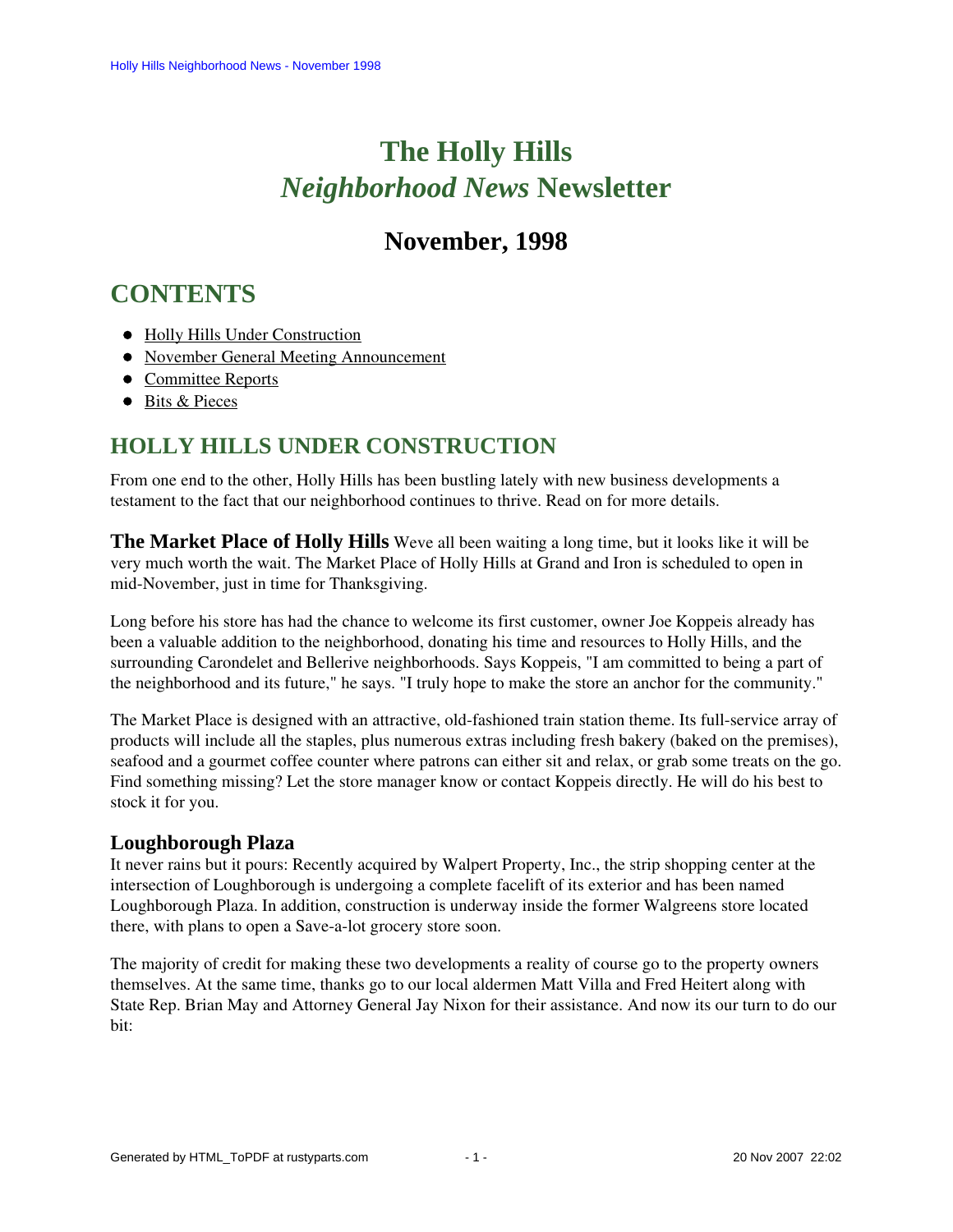# The Holly Hills *Neighborhood News* Newsletter

## November, 1998

## CONTENTS

- Holly Hills Under Construction
- November General Meeting Announcement
- Committee Reports
- Bits & Pieces

## HOLLY HILLS UNDER CONSTRUCTION

From one end to the other, Holly Hills has been bustling lately with new business developments a testament to the fact that our neighborhood continues to thrive. Read on for more details.

**The Market Place of Holly Hills** Weve all been waiting a long time, but it looks like it will be very much worth the wait. The Market Place of Holly Hills at Grand and Iron is scheduled to open in mid-November, just in time for Thanksgiving.

Long before his store has had the chance to welcome its first customer, owner Joe Koppeis already has been a valuable addition to the neighborhood, donating his time and resources to Holly Hills, and the surrounding Carondelet and Bellerive neighborhoods. Says Koppeis, "I am committed to being a part of the neighborhood and its future," he says. "I truly hope to make the store an anchor for the community."

The Market Place is designed with an attractive, old-fashioned train station theme. Its full-service array of products will include all the staples, plus numerous extras including fresh bakery (baked on the premises), seafood and a gourmet coffee counter where patrons can either sit and relax, or grab some treats on the go. Find something missing? Let the store manager know or contact Koppeis directly. He will do his best to stock it for you.

### Loughborough Plaza

It never rains but it pours: Recently acquired by Walpert Property, Inc., the strip shopping center at the intersection of Loughborough is undergoing a complete facelift of its exterior and has been named Loughborough Plaza. In addition, construction is underway inside the former Walgreens store located there, with plans to open a Save-a-lot grocery store soon.

The majority of credit for making these two developments a reality of course go to the property owners themselves. At the same time, thanks go to our local aldermen Matt Villa and Fred Heitert along with State Rep. Brian May and Attorney General Jay Nixon for their assistance. And now its our turn to do our bit: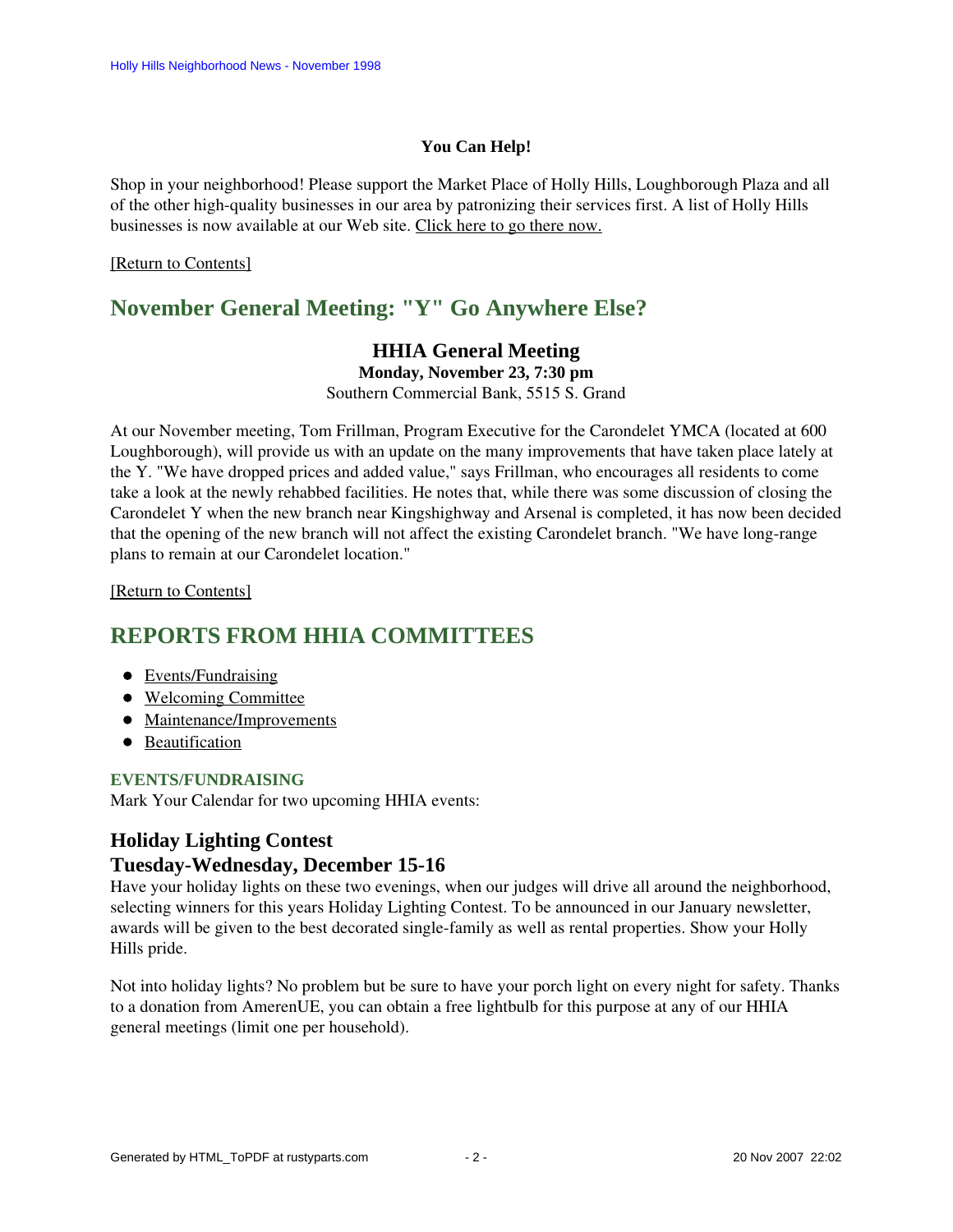**You Can Help!**

Shop in your neighborhood! Please support the Market Place of Holly Hills, Loughborough Plaza and all of the other high-quality businesses in our area by patronizing their services first. A list of Holly Hills businesses is now available at our Web site. Click here to go there now.

[Return to Contents]

## November General Meeting: "Y" Go Anywhere Else?

### HHIA General Meeting

**Monday, November 23, 7:30 pm**

Southern Commercial Bank, 5515 S. Grand

At our November meeting, Tom Frillman, Program Executive for the Carondelet YMCA (located at 600 Loughborough), will provide us with an update on the many improvements that have taken place lately at the Y. "We have dropped prices and added value," says Frillman, who encourages all residents to come take a look at the newly rehabbed facilities. He notes that, while there was some discussion of closing the Carondelet Y when the new branch near Kingshighway and Arsenal is completed, it has now been decided that the opening of the new branch will not affect the existing Carondelet branch. "We have long-range plans to remain at our Carondelet location."

[Return to Contents]

## REPORTS FROM HHIA COMMITTEES

- Events/Fundraising
- Welcoming Committee
- Maintenance/Improvements
- Beautification

#### EVENTS/FUNDRAISING

Mark Your Calendar for two upcoming HHIA events:

### Holiday Lighting Contest
### Tuesday-Wednesday, December 15-16

Have your holiday lights on these two evenings, when our judges will drive all around the neighborhood, selecting winners for this years Holiday Lighting Contest. To be announced in our January newsletter, awards will be given to the best decorated single-family as well as rental properties. Show your Holly Hills pride.

Not into holiday lights? No problem but be sure to have your porch light on every night for safety. Thanks to a donation from AmerenUE, you can obtain a free lightbulb for this purpose at any of our HHIA general meetings (limit one per household).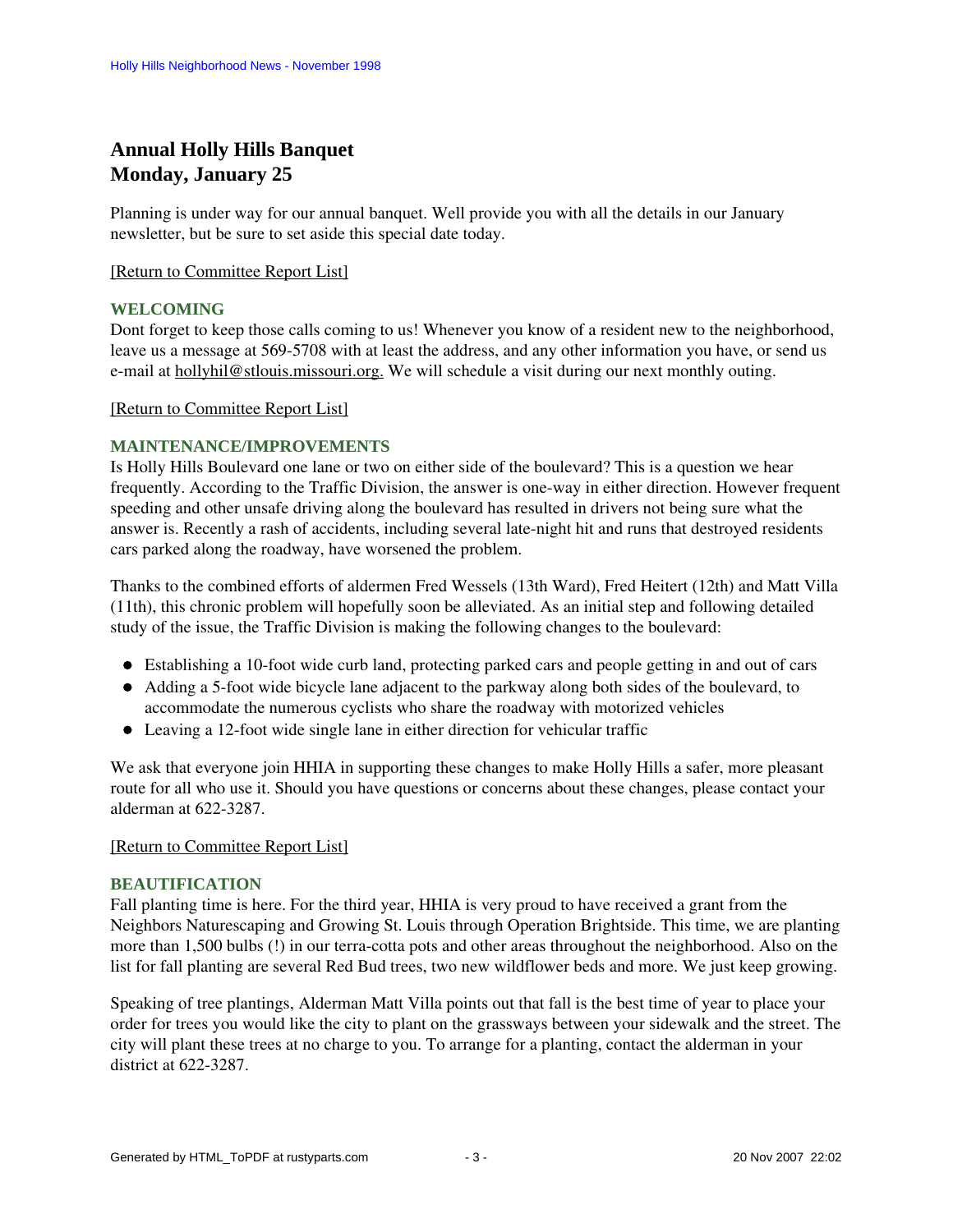## Annual Holly Hills Banquet
## Monday, January 25

Planning is under way for our annual banquet. Well provide you with all the details in our January newsletter, but be sure to set aside this special date today.

[Return to Committee Report List]

### WELCOMING

Dont forget to keep those calls coming to us! Whenever you know of a resident new to the neighborhood, leave us a message at 569-5708 with at least the address, and any other information you have, or send us e-mail at hollyhil@stlouis.missouri.org. We will schedule a visit during our next monthly outing.

[Return to Committee Report List]

### MAINTENANCE/IMPROVEMENTS

Is Holly Hills Boulevard one lane or two on either side of the boulevard? This is a question we hear frequently. According to the Traffic Division, the answer is one-way in either direction. However frequent speeding and other unsafe driving along the boulevard has resulted in drivers not being sure what the answer is. Recently a rash of accidents, including several late-night hit and runs that destroyed residents cars parked along the roadway, have worsened the problem.

Thanks to the combined efforts of aldermen Fred Wessels (13th Ward), Fred Heitert (12th) and Matt Villa (11th), this chronic problem will hopefully soon be alleviated. As an initial step and following detailed study of the issue, the Traffic Division is making the following changes to the boulevard:

- Establishing a 10-foot wide curb land, protecting parked cars and people getting in and out of cars
- Adding a 5-foot wide bicycle lane adjacent to the parkway along both sides of the boulevard, to accommodate the numerous cyclists who share the roadway with motorized vehicles
- Leaving a 12-foot wide single lane in either direction for vehicular traffic

We ask that everyone join HHIA in supporting these changes to make Holly Hills a safer, more pleasant route for all who use it. Should you have questions or concerns about these changes, please contact your alderman at 622-3287.

[Return to Committee Report List]

### BEAUTIFICATION

Fall planting time is here. For the third year, HHIA is very proud to have received a grant from the Neighbors Naturescaping and Growing St. Louis through Operation Brightside. This time, we are planting more than 1,500 bulbs (!) in our terra-cotta pots and other areas throughout the neighborhood. Also on the list for fall planting are several Red Bud trees, two new wildflower beds and more. We just keep growing.

Speaking of tree plantings, Alderman Matt Villa points out that fall is the best time of year to place your order for trees you would like the city to plant on the grassways between your sidewalk and the street. The city will plant these trees at no charge to you. To arrange for a planting, contact the alderman in your district at 622-3287.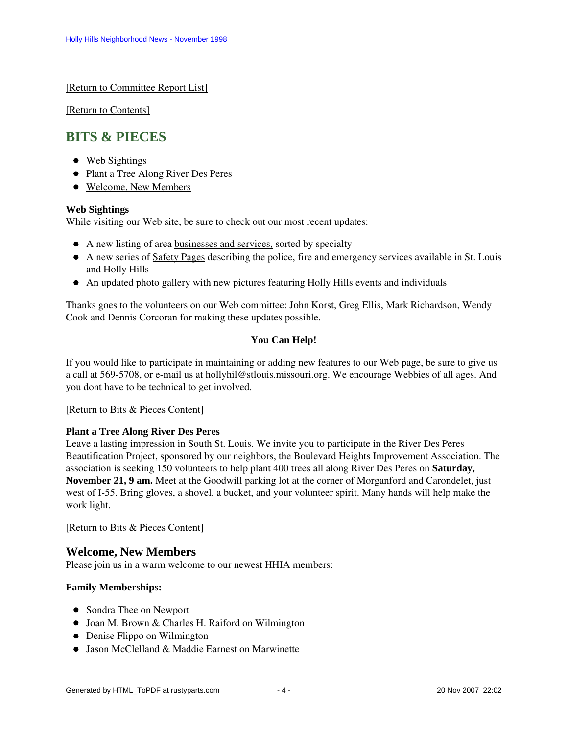[Return to Committee Report List]

[Return to Contents]

## BITS & PIECES

- Web Sightings
- Plant a Tree Along River Des Peres
- Welcome, New Members

**Web Sightings**
While visiting our Web site, be sure to check out our most recent updates:

- A new listing of area businesses and services, sorted by specialty
- A new series of Safety Pages describing the police, fire and emergency services available in St. Louis and Holly Hills
- An updated photo gallery with new pictures featuring Holly Hills events and individuals

Thanks goes to the volunteers on our Web committee: John Korst, Greg Ellis, Mark Richardson, Wendy Cook and Dennis Corcoran for making these updates possible.

**You Can Help!**

If you would like to participate in maintaining or adding new features to our Web page, be sure to give us a call at 569-5708, or e-mail us at hollyhil@stlouis.missouri.org. We encourage Webbies of all ages. And you dont have to be technical to get involved.

[Return to Bits & Pieces Content]

**Plant a Tree Along River Des Peres**
Leave a lasting impression in South St. Louis. We invite you to participate in the River Des Peres Beautification Project, sponsored by our neighbors, the Boulevard Heights Improvement Association. The association is seeking 150 volunteers to help plant 400 trees all along River Des Peres on **Saturday, November 21, 9 am.** Meet at the Goodwill parking lot at the corner of Morganford and Carondelet, just west of I-55. Bring gloves, a shovel, a bucket, and your volunteer spirit. Many hands will help make the work light.

[Return to Bits & Pieces Content]

### Welcome, New Members
Please join us in a warm welcome to our newest HHIA members:

**Family Memberships:**

- Sondra Thee on Newport
- Joan M. Brown & Charles H. Raiford on Wilmington
- Denise Flippo on Wilmington
- Jason McClelland & Maddie Earnest on Marwinette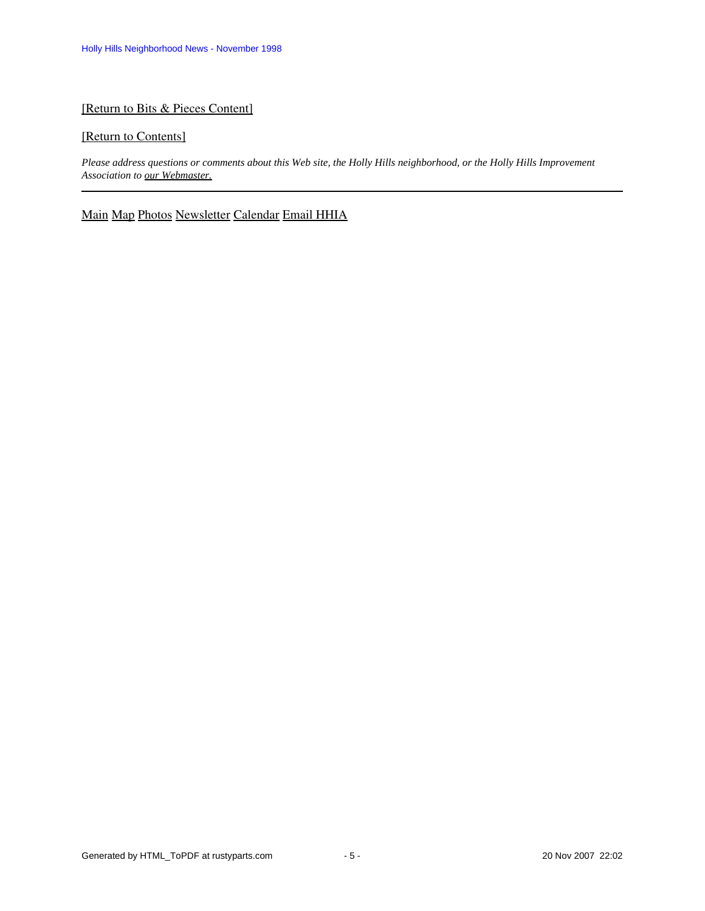[Return to Bits & Pieces Content]

[Return to Contents]

*Please address questions or comments about this Web site, the Holly Hills neighborhood, or the Holly Hills Improvement Association to our Webmaster.*

---

Main Map Photos Newsletter Calendar Email HHIA